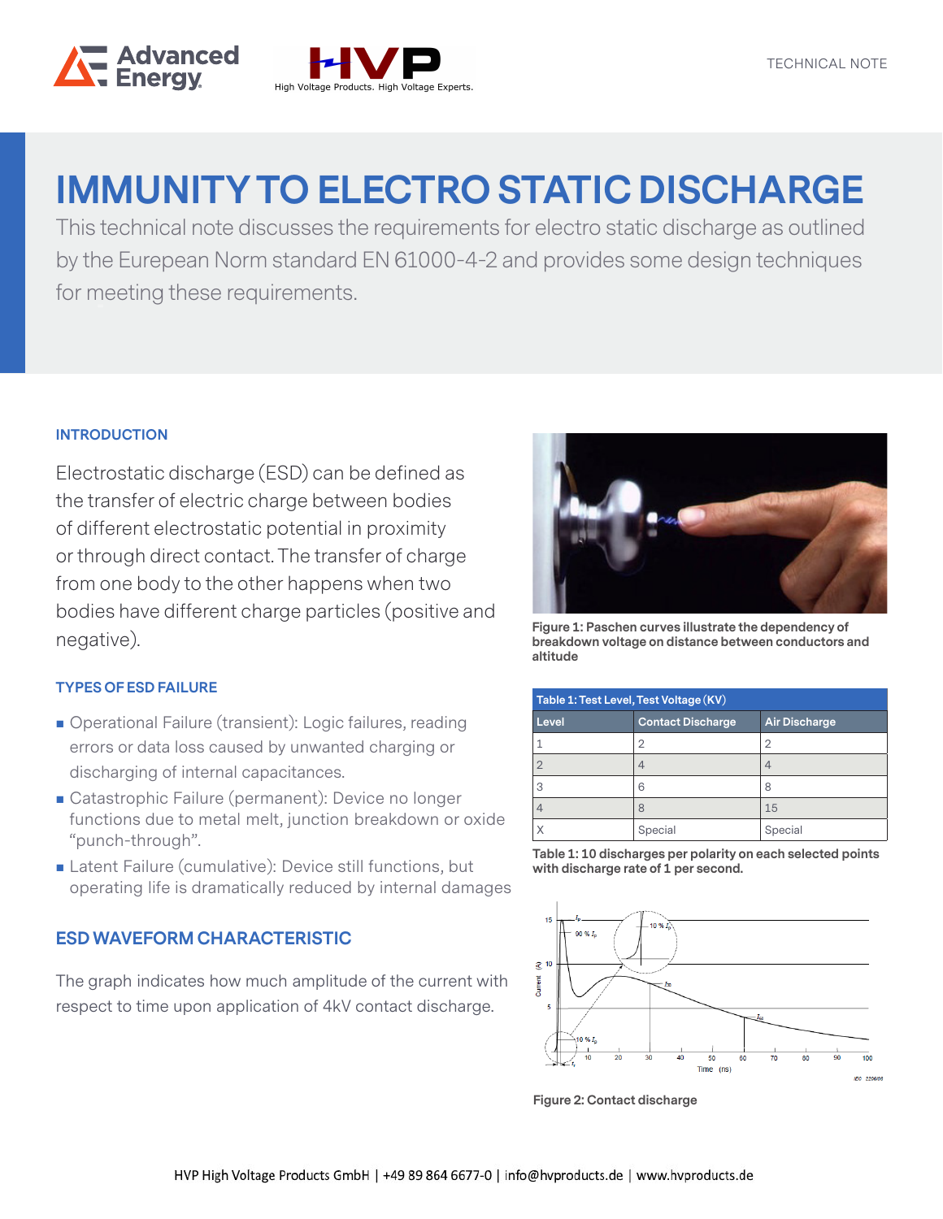TECHNICAL NOTE

# IMMUNITY TO ELECTRO STATIC DISCHARGE

This technical note discusses the requirements for electro static discharge as outlined by the Eurepean Norm standard EN 61000-4-2 and provides some design techniques for meeting these requirements.

## INTRODUCTION

Electrostatic discharge (ESD) can be defined as the transfer of electric charge between bodies of different electrostatic potential in proximity or through direct contact. The transfer of charge from one body to the other happens when two bodies have different charge particles (positive and negative).

## TYPES OF ESD FAILURE

- Operational Failure (transient): Logic failures, reading errors or data loss caused by unwanted charging or discharging of internal capacitances.
- Catastrophic Failure (permanent): Device no longer functions due to metal melt, junction breakdown or oxide "punch-through".
- Latent Failure (cumulative): Device still functions, but operating life is dramatically reduced by internal damages

## ESD WAVEFORM CHARACTERISTIC

The graph indicates how much amplitude of the current with respect to time upon application of 4kV contact discharge.

**Figure 1: Paschen curves illustrate the dependency of breakdown voltage on distance between conductors and altitude**

| Table 1: Test Level, Test Voltage (KV) | | |
|---|---|---|
| **Level** | **Contact Discharge** | **Air Discharge** |
| 1 | 2 | 2 |
| 2 | 4 | 4 |
| 3 | 6 | 8 |
| 4 | 8 | 15 |
| X | Special | Special |

**Table 1: 10 discharges per polarity on each selected points with discharge rate of 1 per second.**

**Figure 2: Contact discharge**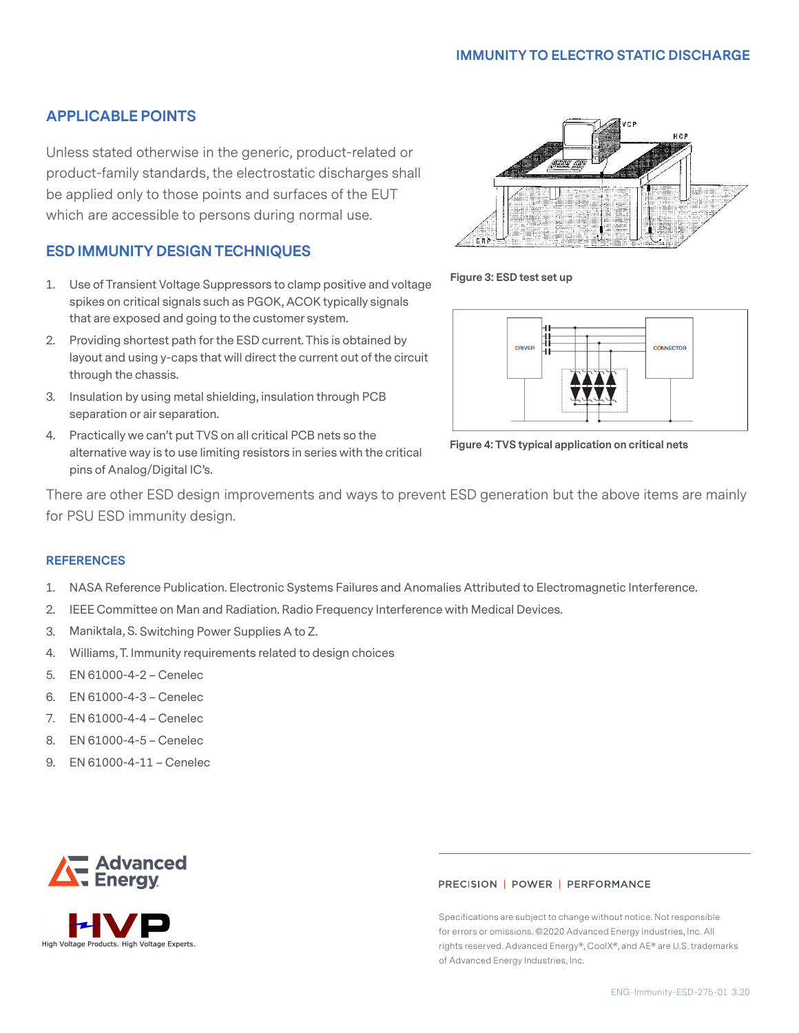## APPLICABLE POINTS

Unless stated otherwise in the generic, product-related or product-family standards, the electrostatic discharges shall be applied only to those points and surfaces of the EUT which are accessible to persons during normal use.

VCP
HCP
GRP

Figure 3: ESD test set up

## ESD IMMUNITY DESIGN TECHNIQUES

1. Use of Transient Voltage Suppressors to clamp positive and voltage spikes on critical signals such as PGOK, ACOK typically signals that are exposed and going to the customer system.
2. Providing shortest path for the ESD current. This is obtained by layout and using y-caps that will direct the current out of the circuit through the chassis.
3. Insulation by using metal shielding, insulation through PCB separation or air separation.
4. Practically we can't put TVS on all critical PCB nets so the alternative way is to use limiting resistors in series with the critical pins of Analog/Digital IC's.

DRIVER
CONNECTOR

Figure 4: TVS typical application on critical nets

There are other ESD design improvements and ways to prevent ESD generation but the above items are mainly for PSU ESD immunity design.

### REFERENCES

1. NASA Reference Publication. Electronic Systems Failures and Anomalies Attributed to Electromagnetic Interference.
2. IEEE Committee on Man and Radiation. Radio Frequency Interference with Medical Devices.
3. Maniktala, S. Switching Power Supplies A to Z.
4. Williams, T. Immunity requirements related to design choices
5. EN 61000-4-2 – Cenelec
6. EN 61000-4-3 – Cenelec
7. EN 61000-4-4 – Cenelec
8. EN 61000-4-5 – Cenelec
9. EN 61000-4-11 – Cenelec

Advanced Energy

HVP High Voltage Products. High Voltage Experts.

PRECISION | POWER | PERFORMANCE

Specifications are subject to change without notice. Not responsible for errors or omissions. ©2020 Advanced Energy Industries, Inc. All rights reserved. Advanced Energy®, CoolX®, and AE® are U.S. trademarks of Advanced Energy Industries, Inc.

ENG-Immunity-ESD-275-01 3.20